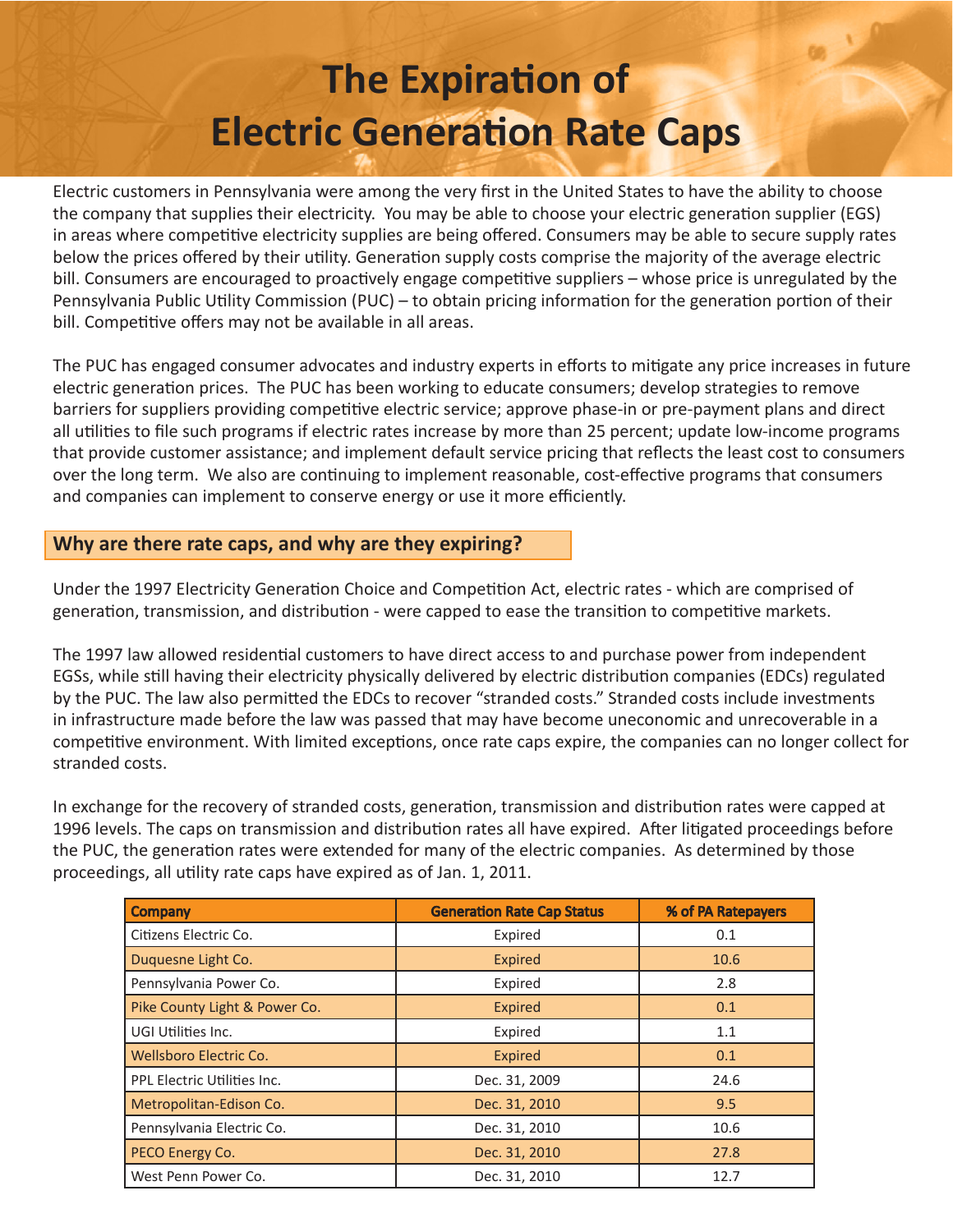# The Expiration of Electric Generation Rate Caps

Electric customers in Pennsylvania were among the very first in the United States to have the ability to choose the company that supplies their electricity. You may be able to choose your electric generation supplier (EGS) in areas where competitive electricity supplies are being offered. Consumers may be able to secure supply rates below the prices offered by their utility. Generation supply costs comprise the majority of the average electric bill. Consumers are encouraged to proactively engage competitive suppliers – whose price is unregulated by the Pennsylvania Public Utility Commission (PUC) – to obtain pricing information for the generation portion of their bill. Competitive offers may not be available in all areas.

The PUC has engaged consumer advocates and industry experts in efforts to mitigate any price increases in future electric generation prices. The PUC has been working to educate consumers; develop strategies to remove barriers for suppliers providing competitive electric service; approve phase-in or pre-payment plans and direct all utilities to file such programs if electric rates increase by more than 25 percent; update low-income programs that provide customer assistance; and implement default service pricing that reflects the least cost to consumers over the long term. We also are continuing to implement reasonable, cost-effective programs that consumers and companies can implement to conserve energy or use it more efficiently.

## Why are there rate caps, and why are they expiring?

Under the 1997 Electricity Generation Choice and Competition Act, electric rates - which are comprised of generation, transmission, and distribution - were capped to ease the transition to competitive markets.

The 1997 law allowed residential customers to have direct access to and purchase power from independent EGSs, while still having their electricity physically delivered by electric distribution companies (EDCs) regulated by the PUC. The law also permitted the EDCs to recover "stranded costs." Stranded costs include investments in infrastructure made before the law was passed that may have become uneconomic and unrecoverable in a competitive environment. With limited exceptions, once rate caps expire, the companies can no longer collect for stranded costs.

In exchange for the recovery of stranded costs, generation, transmission and distribution rates were capped at 1996 levels. The caps on transmission and distribution rates all have expired. After litigated proceedings before the PUC, the generation rates were extended for many of the electric companies. As determined by those proceedings, all utility rate caps have expired as of Jan. 1, 2011.

| Company | Generation Rate Cap Status | % of PA Ratepayers |
|---|---|---|
| Citizens Electric Co. | Expired | 0.1 |
| Duquesne Light Co. | Expired | 10.6 |
| Pennsylvania Power Co. | Expired | 2.8 |
| Pike County Light & Power Co. | Expired | 0.1 |
| UGI Utilities Inc. | Expired | 1.1 |
| Wellsboro Electric Co. | Expired | 0.1 |
| PPL Electric Utilities Inc. | Dec. 31, 2009 | 24.6 |
| Metropolitan-Edison Co. | Dec. 31, 2010 | 9.5 |
| Pennsylvania Electric Co. | Dec. 31, 2010 | 10.6 |
| PECO Energy Co. | Dec. 31, 2010 | 27.8 |
| West Penn Power Co. | Dec. 31, 2010 | 12.7 |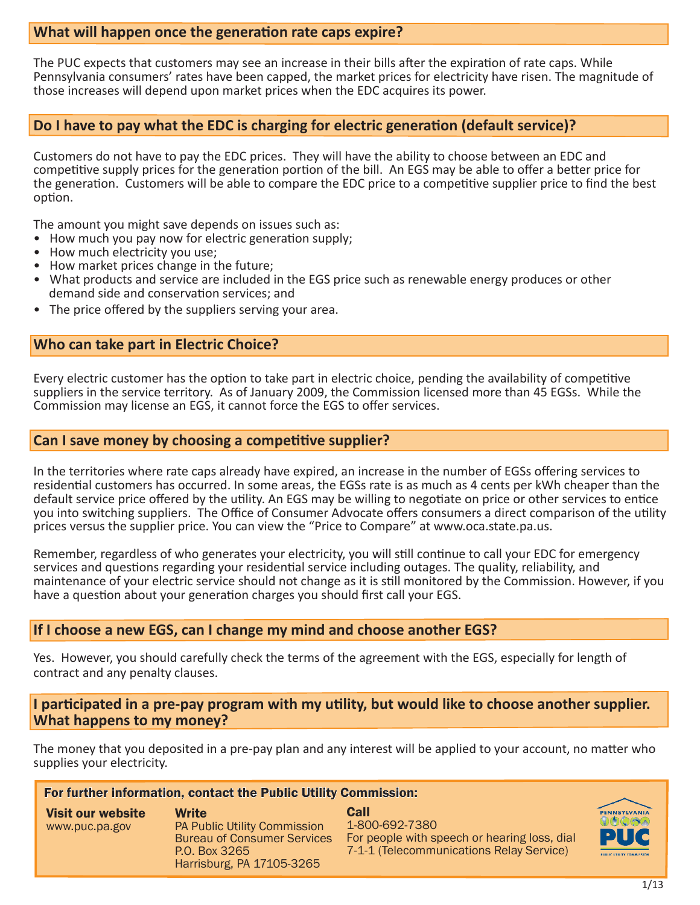## What will happen once the generation rate caps expire?

The PUC expects that customers may see an increase in their bills after the expiration of rate caps. While Pennsylvania consumers' rates have been capped, the market prices for electricity have risen. The magnitude of those increases will depend upon market prices when the EDC acquires its power.

## Do I have to pay what the EDC is charging for electric generation (default service)?

Customers do not have to pay the EDC prices. They will have the ability to choose between an EDC and competitive supply prices for the generation portion of the bill. An EGS may be able to offer a better price for the generation. Customers will be able to compare the EDC price to a competitive supplier price to find the best option.

The amount you might save depends on issues such as:

- How much you pay now for electric generation supply;
- How much electricity you use;
- How market prices change in the future;
- What products and service are included in the EGS price such as renewable energy produces or other demand side and conservation services; and
- The price offered by the suppliers serving your area.

## Who can take part in Electric Choice?

Every electric customer has the option to take part in electric choice, pending the availability of competitive suppliers in the service territory. As of January 2009, the Commission licensed more than 45 EGSs. While the Commission may license an EGS, it cannot force the EGS to offer services.

## Can I save money by choosing a competitive supplier?

In the territories where rate caps already have expired, an increase in the number of EGSs offering services to residential customers has occurred. In some areas, the EGSs rate is as much as 4 cents per kWh cheaper than the default service price offered by the utility. An EGS may be willing to negotiate on price or other services to entice you into switching suppliers. The Office of Consumer Advocate offers consumers a direct comparison of the utility prices versus the supplier price. You can view the "Price to Compare" at www.oca.state.pa.us.

Remember, regardless of who generates your electricity, you will still continue to call your EDC for emergency services and questions regarding your residential service including outages. The quality, reliability, and maintenance of your electric service should not change as it is still monitored by the Commission. However, if you have a question about your generation charges you should first call your EGS.

## If I choose a new EGS, can I change my mind and choose another EGS?

Yes. However, you should carefully check the terms of the agreement with the EGS, especially for length of contract and any penalty clauses.

## I participated in a pre-pay program with my utility, but would like to choose another supplier. What happens to my money?

The money that you deposited in a pre-pay plan and any interest will be applied to your account, no matter who supplies your electricity.

**For further information, contact the Public Utility Commission:**

**Visit our website**
www.puc.pa.gov

**Write**
PA Public Utility Commission
Bureau of Consumer Services
P.O. Box 3265
Harrisburg, PA 17105-3265

**Call**
1-800-692-7380
For people with speech or hearing loss, dial 7-1-1 (Telecommunications Relay Service)